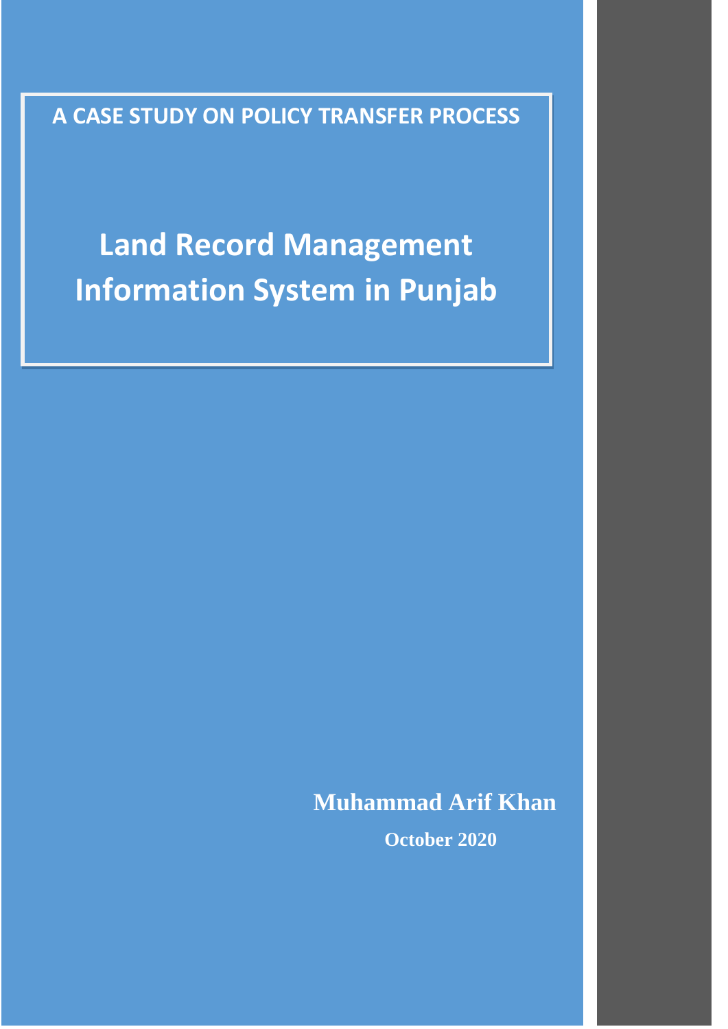**A CASE STUDY ON POLICY TRANSFER PROCESS**

# Land Record Management Information System in Punjab

**Muhammad Arif Khan**

**October 2020**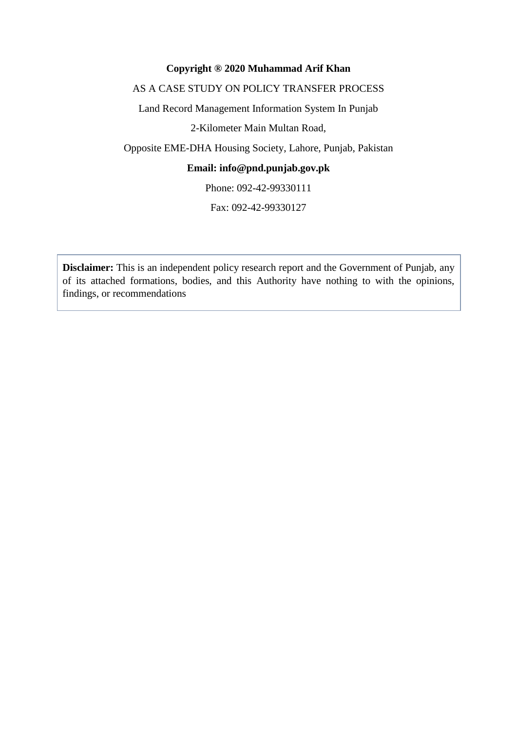**Copyright ® 2020 Muhammad Arif Khan**

AS A CASE STUDY ON POLICY TRANSFER PROCESS

Land Record Management Information System In Punjab

2-Kilometer Main Multan Road,

Opposite EME-DHA Housing Society, Lahore, Punjab, Pakistan

**Email: info@pnd.punjab.gov.pk**

Phone: 092-42-99330111

Fax: 092-42-99330127

**Disclaimer:** This is an independent policy research report and the Government of Punjab, any of its attached formations, bodies, and this Authority have nothing to with the opinions, findings, or recommendations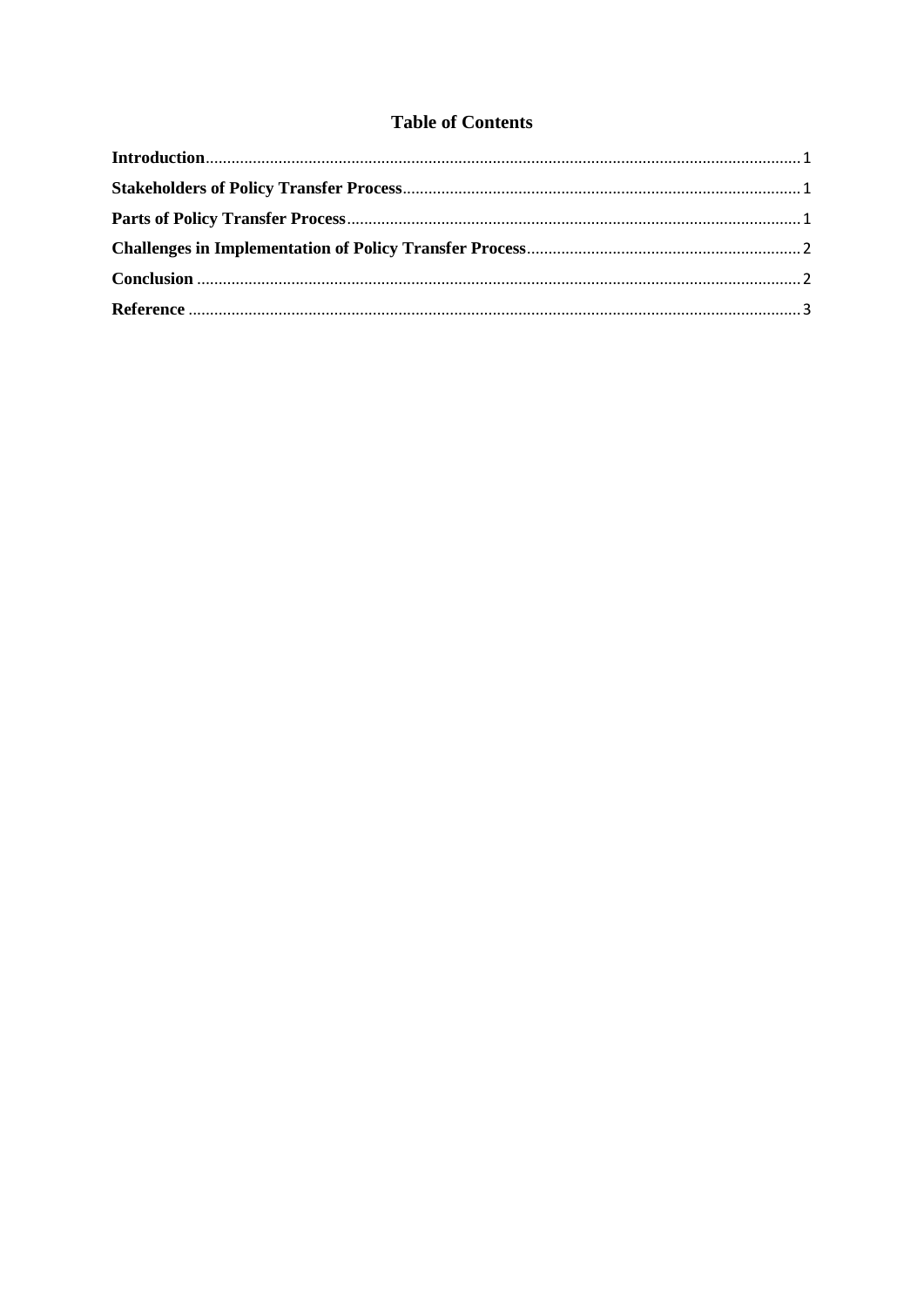# Table of Contents

**Introduction**........................................................................................................................................ 1

**Stakeholders of Policy Transfer Process**........................................................................................ 1

**Parts of Policy Transfer Process**...................................................................................................... 1

**Challenges in Implementation of Policy Transfer Process**.............................................................. 2

**Conclusion** .......................................................................................................................................... 2

**Reference** ............................................................................................................................................ 3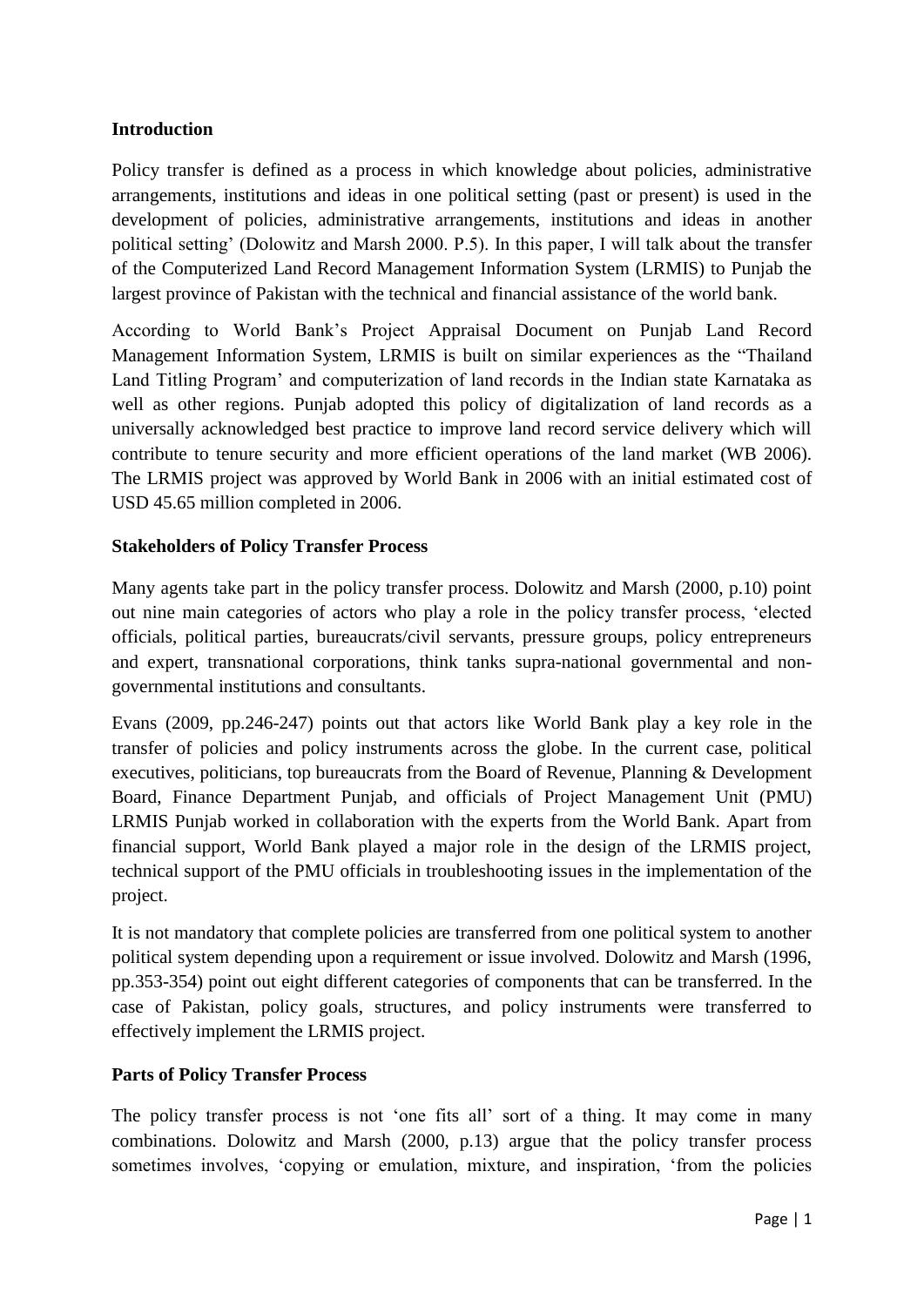**Introduction**

Policy transfer is defined as a process in which knowledge about policies, administrative arrangements, institutions and ideas in one political setting (past or present) is used in the development of policies, administrative arrangements, institutions and ideas in another political setting' (Dolowitz and Marsh 2000. P.5). In this paper, I will talk about the transfer of the Computerized Land Record Management Information System (LRMIS) to Punjab the largest province of Pakistan with the technical and financial assistance of the world bank.

According to World Bank's Project Appraisal Document on Punjab Land Record Management Information System, LRMIS is built on similar experiences as the "Thailand Land Titling Program' and computerization of land records in the Indian state Karnataka as well as other regions. Punjab adopted this policy of digitalization of land records as a universally acknowledged best practice to improve land record service delivery which will contribute to tenure security and more efficient operations of the land market (WB 2006). The LRMIS project was approved by World Bank in 2006 with an initial estimated cost of USD 45.65 million completed in 2006.

**Stakeholders of Policy Transfer Process**

Many agents take part in the policy transfer process. Dolowitz and Marsh (2000, p.10) point out nine main categories of actors who play a role in the policy transfer process, 'elected officials, political parties, bureaucrats/civil servants, pressure groups, policy entrepreneurs and expert, transnational corporations, think tanks supra-national governmental and non-governmental institutions and consultants.

Evans (2009, pp.246-247) points out that actors like World Bank play a key role in the transfer of policies and policy instruments across the globe. In the current case, political executives, politicians, top bureaucrats from the Board of Revenue, Planning & Development Board, Finance Department Punjab, and officials of Project Management Unit (PMU) LRMIS Punjab worked in collaboration with the experts from the World Bank. Apart from financial support, World Bank played a major role in the design of the LRMIS project, technical support of the PMU officials in troubleshooting issues in the implementation of the project.

It is not mandatory that complete policies are transferred from one political system to another political system depending upon a requirement or issue involved. Dolowitz and Marsh (1996, pp.353-354) point out eight different categories of components that can be transferred. In the case of Pakistan, policy goals, structures, and policy instruments were transferred to effectively implement the LRMIS project.

**Parts of Policy Transfer Process**

The policy transfer process is not 'one fits all' sort of a thing. It may come in many combinations. Dolowitz and Marsh (2000, p.13) argue that the policy transfer process sometimes involves, 'copying or emulation, mixture, and inspiration, 'from the policies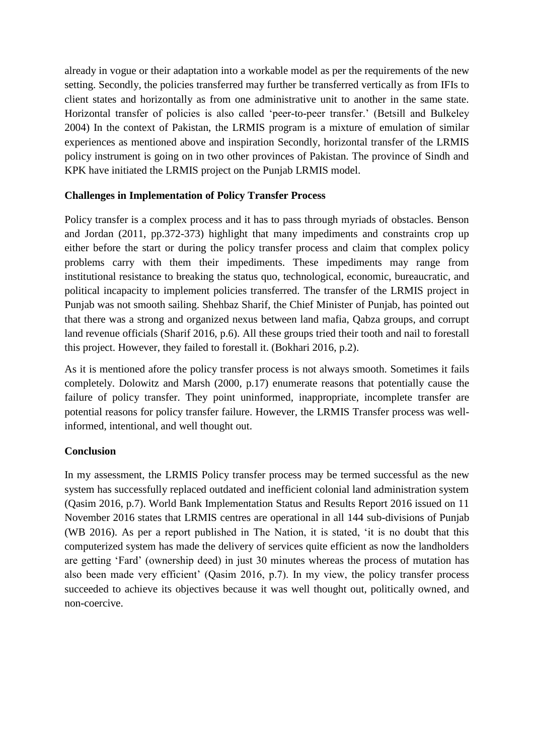already in vogue or their adaptation into a workable model as per the requirements of the new setting. Secondly, the policies transferred may further be transferred vertically as from IFIs to client states and horizontally as from one administrative unit to another in the same state. Horizontal transfer of policies is also called 'peer-to-peer transfer.' (Betsill and Bulkeley 2004) In the context of Pakistan, the LRMIS program is a mixture of emulation of similar experiences as mentioned above and inspiration Secondly, horizontal transfer of the LRMIS policy instrument is going on in two other provinces of Pakistan. The province of Sindh and KPK have initiated the LRMIS project on the Punjab LRMIS model.

**Challenges in Implementation of Policy Transfer Process**

Policy transfer is a complex process and it has to pass through myriads of obstacles. Benson and Jordan (2011, pp.372-373) highlight that many impediments and constraints crop up either before the start or during the policy transfer process and claim that complex policy problems carry with them their impediments. These impediments may range from institutional resistance to breaking the status quo, technological, economic, bureaucratic, and political incapacity to implement policies transferred. The transfer of the LRMIS project in Punjab was not smooth sailing. Shehbaz Sharif, the Chief Minister of Punjab, has pointed out that there was a strong and organized nexus between land mafia, Qabza groups, and corrupt land revenue officials (Sharif 2016, p.6). All these groups tried their tooth and nail to forestall this project. However, they failed to forestall it. (Bokhari 2016, p.2).

As it is mentioned afore the policy transfer process is not always smooth. Sometimes it fails completely. Dolowitz and Marsh (2000, p.17) enumerate reasons that potentially cause the failure of policy transfer. They point uninformed, inappropriate, incomplete transfer are potential reasons for policy transfer failure. However, the LRMIS Transfer process was well-informed, intentional, and well thought out.

**Conclusion**

In my assessment, the LRMIS Policy transfer process may be termed successful as the new system has successfully replaced outdated and inefficient colonial land administration system (Qasim 2016, p.7). World Bank Implementation Status and Results Report 2016 issued on 11 November 2016 states that LRMIS centres are operational in all 144 sub-divisions of Punjab (WB 2016). As per a report published in The Nation, it is stated, 'it is no doubt that this computerized system has made the delivery of services quite efficient as now the landholders are getting 'Fard' (ownership deed) in just 30 minutes whereas the process of mutation has also been made very efficient' (Qasim 2016, p.7). In my view, the policy transfer process succeeded to achieve its objectives because it was well thought out, politically owned, and non-coercive.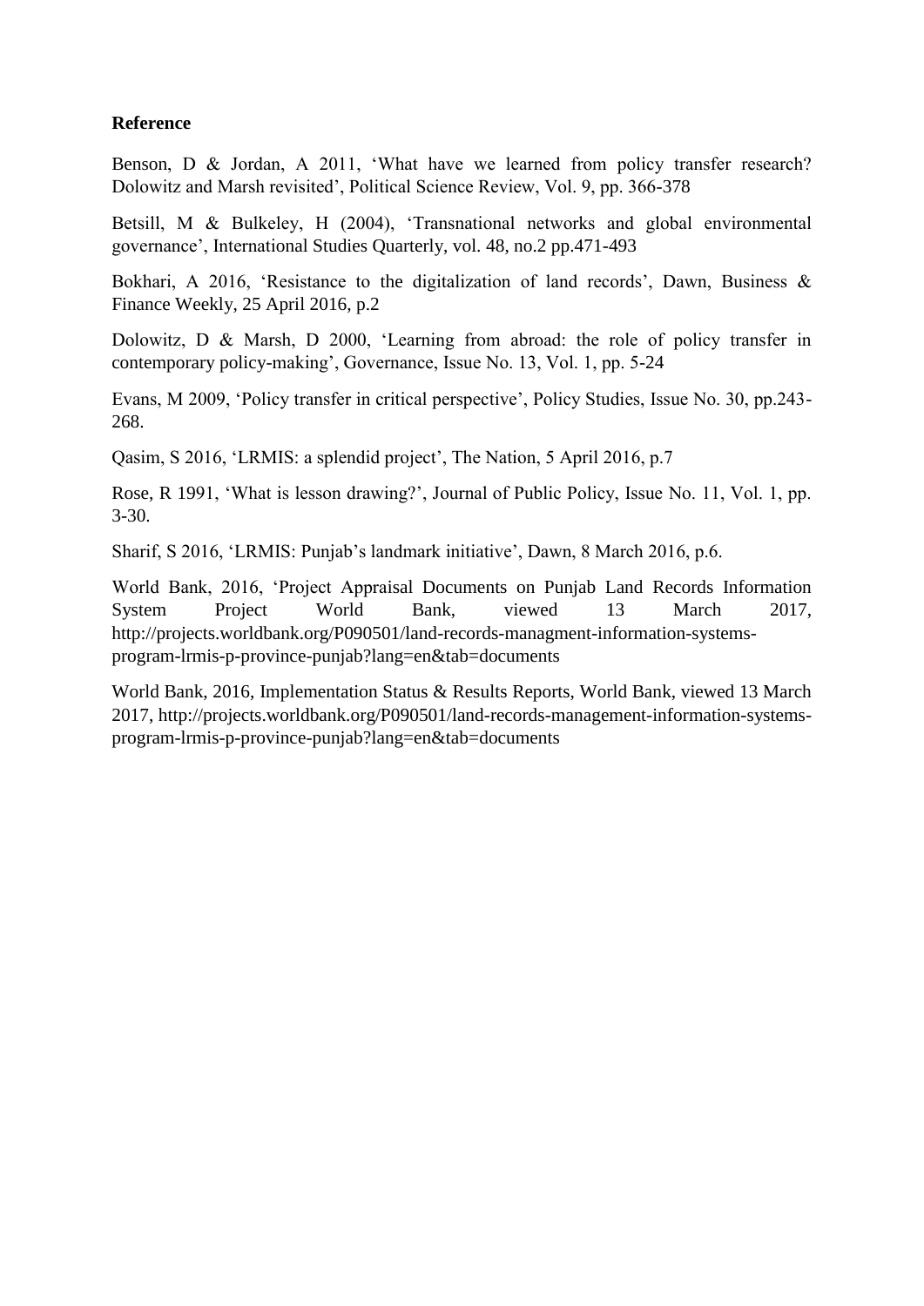**Reference**

Benson, D & Jordan, A 2011, 'What have we learned from policy transfer research? Dolowitz and Marsh revisited', Political Science Review, Vol. 9, pp. 366-378

Betsill, M & Bulkeley, H (2004), 'Transnational networks and global environmental governance', International Studies Quarterly, vol. 48, no.2 pp.471-493

Bokhari, A 2016, 'Resistance to the digitalization of land records', Dawn, Business & Finance Weekly, 25 April 2016, p.2

Dolowitz, D & Marsh, D 2000, 'Learning from abroad: the role of policy transfer in contemporary policy-making', Governance, Issue No. 13, Vol. 1, pp. 5-24

Evans, M 2009, 'Policy transfer in critical perspective', Policy Studies, Issue No. 30, pp.243-268.

Qasim, S 2016, 'LRMIS: a splendid project', The Nation, 5 April 2016, p.7

Rose, R 1991, 'What is lesson drawing?', Journal of Public Policy, Issue No. 11, Vol. 1, pp. 3-30.

Sharif, S 2016, 'LRMIS: Punjab's landmark initiative', Dawn, 8 March 2016, p.6.

World Bank, 2016, 'Project Appraisal Documents on Punjab Land Records Information System Project World Bank, viewed 13 March 2017, http://projects.worldbank.org/P090501/land-records-managment-information-systems-program-lrmis-p-province-punjab?lang=en&tab=documents

World Bank, 2016, Implementation Status & Results Reports, World Bank, viewed 13 March 2017, http://projects.worldbank.org/P090501/land-records-management-information-systems-program-lrmis-p-province-punjab?lang=en&tab=documents